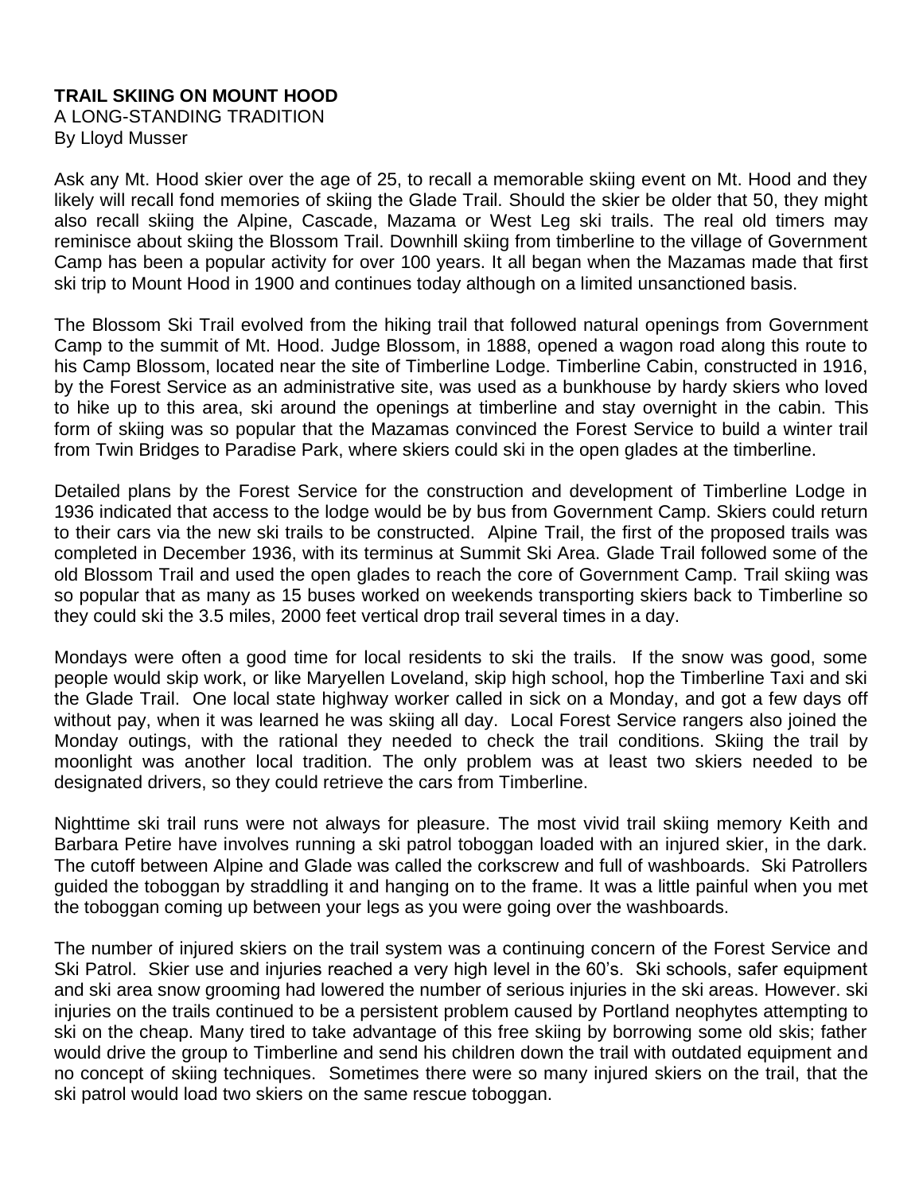**TRAIL SKIING ON MOUNT HOOD**
A LONG-STANDING TRADITION
By Lloyd Musser

Ask any Mt. Hood skier over the age of 25, to recall a memorable skiing event on Mt. Hood and they likely will recall fond memories of skiing the Glade Trail. Should the skier be older that 50, they might also recall skiing the Alpine, Cascade, Mazama or West Leg ski trails. The real old timers may reminisce about skiing the Blossom Trail. Downhill skiing from timberline to the village of Government Camp has been a popular activity for over 100 years. It all began when the Mazamas made that first ski trip to Mount Hood in 1900 and continues today although on a limited unsanctioned basis.

The Blossom Ski Trail evolved from the hiking trail that followed natural openings from Government Camp to the summit of Mt. Hood. Judge Blossom, in 1888, opened a wagon road along this route to his Camp Blossom, located near the site of Timberline Lodge. Timberline Cabin, constructed in 1916, by the Forest Service as an administrative site, was used as a bunkhouse by hardy skiers who loved to hike up to this area, ski around the openings at timberline and stay overnight in the cabin. This form of skiing was so popular that the Mazamas convinced the Forest Service to build a winter trail from Twin Bridges to Paradise Park, where skiers could ski in the open glades at the timberline.

Detailed plans by the Forest Service for the construction and development of Timberline Lodge in 1936 indicated that access to the lodge would be by bus from Government Camp. Skiers could return to their cars via the new ski trails to be constructed. Alpine Trail, the first of the proposed trails was completed in December 1936, with its terminus at Summit Ski Area. Glade Trail followed some of the old Blossom Trail and used the open glades to reach the core of Government Camp. Trail skiing was so popular that as many as 15 buses worked on weekends transporting skiers back to Timberline so they could ski the 3.5 miles, 2000 feet vertical drop trail several times in a day.

Mondays were often a good time for local residents to ski the trails. If the snow was good, some people would skip work, or like Maryellen Loveland, skip high school, hop the Timberline Taxi and ski the Glade Trail. One local state highway worker called in sick on a Monday, and got a few days off without pay, when it was learned he was skiing all day. Local Forest Service rangers also joined the Monday outings, with the rational they needed to check the trail conditions. Skiing the trail by moonlight was another local tradition. The only problem was at least two skiers needed to be designated drivers, so they could retrieve the cars from Timberline.

Nighttime ski trail runs were not always for pleasure. The most vivid trail skiing memory Keith and Barbara Petire have involves running a ski patrol toboggan loaded with an injured skier, in the dark. The cutoff between Alpine and Glade was called the corkscrew and full of washboards. Ski Patrollers guided the toboggan by straddling it and hanging on to the frame. It was a little painful when you met the toboggan coming up between your legs as you were going over the washboards.

The number of injured skiers on the trail system was a continuing concern of the Forest Service and Ski Patrol. Skier use and injuries reached a very high level in the 60's. Ski schools, safer equipment and ski area snow grooming had lowered the number of serious injuries in the ski areas. However. ski injuries on the trails continued to be a persistent problem caused by Portland neophytes attempting to ski on the cheap. Many tired to take advantage of this free skiing by borrowing some old skis; father would drive the group to Timberline and send his children down the trail with outdated equipment and no concept of skiing techniques. Sometimes there were so many injured skiers on the trail, that the ski patrol would load two skiers on the same rescue toboggan.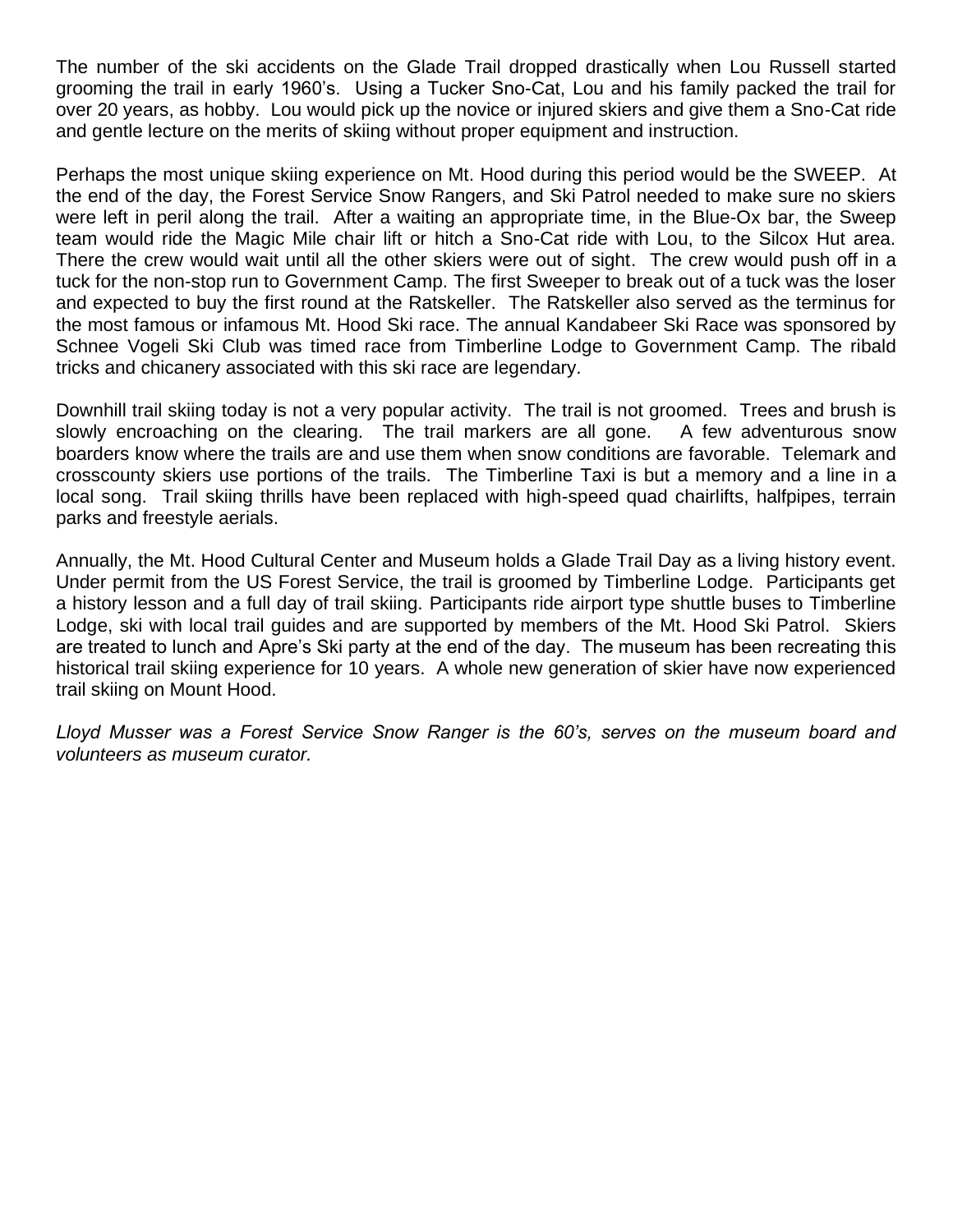The number of the ski accidents on the Glade Trail dropped drastically when Lou Russell started grooming the trail in early 1960's. Using a Tucker Sno-Cat, Lou and his family packed the trail for over 20 years, as hobby. Lou would pick up the novice or injured skiers and give them a Sno-Cat ride and gentle lecture on the merits of skiing without proper equipment and instruction.

Perhaps the most unique skiing experience on Mt. Hood during this period would be the SWEEP. At the end of the day, the Forest Service Snow Rangers, and Ski Patrol needed to make sure no skiers were left in peril along the trail. After a waiting an appropriate time, in the Blue-Ox bar, the Sweep team would ride the Magic Mile chair lift or hitch a Sno-Cat ride with Lou, to the Silcox Hut area. There the crew would wait until all the other skiers were out of sight. The crew would push off in a tuck for the non-stop run to Government Camp. The first Sweeper to break out of a tuck was the loser and expected to buy the first round at the Ratskeller. The Ratskeller also served as the terminus for the most famous or infamous Mt. Hood Ski race. The annual Kandabeer Ski Race was sponsored by Schnee Vogeli Ski Club was timed race from Timberline Lodge to Government Camp. The ribald tricks and chicanery associated with this ski race are legendary.

Downhill trail skiing today is not a very popular activity. The trail is not groomed. Trees and brush is slowly encroaching on the clearing. The trail markers are all gone. A few adventurous snow boarders know where the trails are and use them when snow conditions are favorable. Telemark and crosscounty skiers use portions of the trails. The Timberline Taxi is but a memory and a line in a local song. Trail skiing thrills have been replaced with high-speed quad chairlifts, halfpipes, terrain parks and freestyle aerials.

Annually, the Mt. Hood Cultural Center and Museum holds a Glade Trail Day as a living history event. Under permit from the US Forest Service, the trail is groomed by Timberline Lodge. Participants get a history lesson and a full day of trail skiing. Participants ride airport type shuttle buses to Timberline Lodge, ski with local trail guides and are supported by members of the Mt. Hood Ski Patrol. Skiers are treated to lunch and Apre's Ski party at the end of the day. The museum has been recreating this historical trail skiing experience for 10 years. A whole new generation of skier have now experienced trail skiing on Mount Hood.

*Lloyd Musser was a Forest Service Snow Ranger is the 60's, serves on the museum board and volunteers as museum curator.*